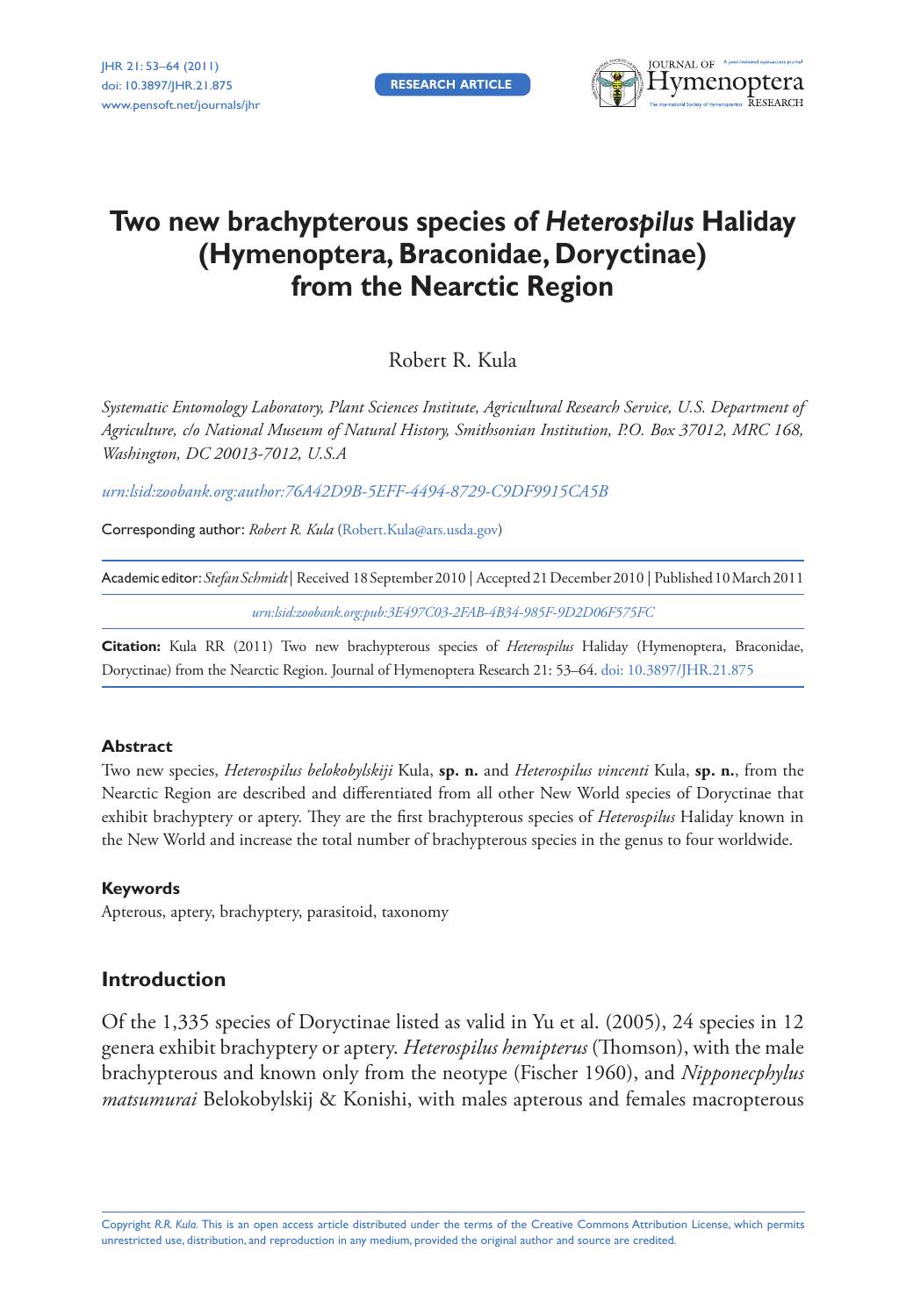RESEARCH ARTICLE

# Two new brachypterous species of *Heterospilus* Haliday (Hymenoptera, Braconidae, Doryctinae) from the Nearctic Region

Robert R. Kula

*Systematic Entomology Laboratory, Plant Sciences Institute, Agricultural Research Service, U.S. Department of Agriculture, c/o National Museum of Natural History, Smithsonian Institution, P.O. Box 37012, MRC 168, Washington, DC 20013-7012, U.S.A*

*urn:lsid:zoobank.org:author:76A42D9B-5EFF-4494-8729-C9DF9915CA5B*

Corresponding author: *Robert R. Kula* (Robert.Kula@ars.usda.gov)

Academic editor: *Stefan Schmidt* | Received 18 September 2010 | Accepted 21 December 2010 | Published 10 March 2011

*urn:lsid:zoobank.org:pub:3E497C03-2FAB-4B34-985F-9D2D06F575FC*

**Citation:** Kula RR (2011) Two new brachypterous species of *Heterospilus* Haliday (Hymenoptera, Braconidae, Doryctinae) from the Nearctic Region. Journal of Hymenoptera Research 21: 53–64. doi: 10.3897/JHR.21.875

### Abstract

Two new species, *Heterospilus belokobylskiji* Kula, **sp. n.** and *Heterospilus vincenti* Kula, **sp. n.**, from the Nearctic Region are described and differentiated from all other New World species of Doryctinae that exhibit brachyptery or aptery. They are the first brachypterous species of *Heterospilus* Haliday known in the New World and increase the total number of brachypterous species in the genus to four worldwide.

### Keywords

Apterous, aptery, brachyptery, parasitoid, taxonomy

## Introduction

Of the 1,335 species of Doryctinae listed as valid in Yu et al. (2005), 24 species in 12 genera exhibit brachyptery or aptery. *Heterospilus hemipterus* (Thomson), with the male brachypterous and known only from the neotype (Fischer 1960), and *Nipponecphylus matsumurai* Belokobylskij & Konishi, with males apterous and females macropterous

Copyright *R.R. Kula.* This is an open access article distributed under the terms of the Creative Commons Attribution License, which permits unrestricted use, distribution, and reproduction in any medium, provided the original author and source are credited.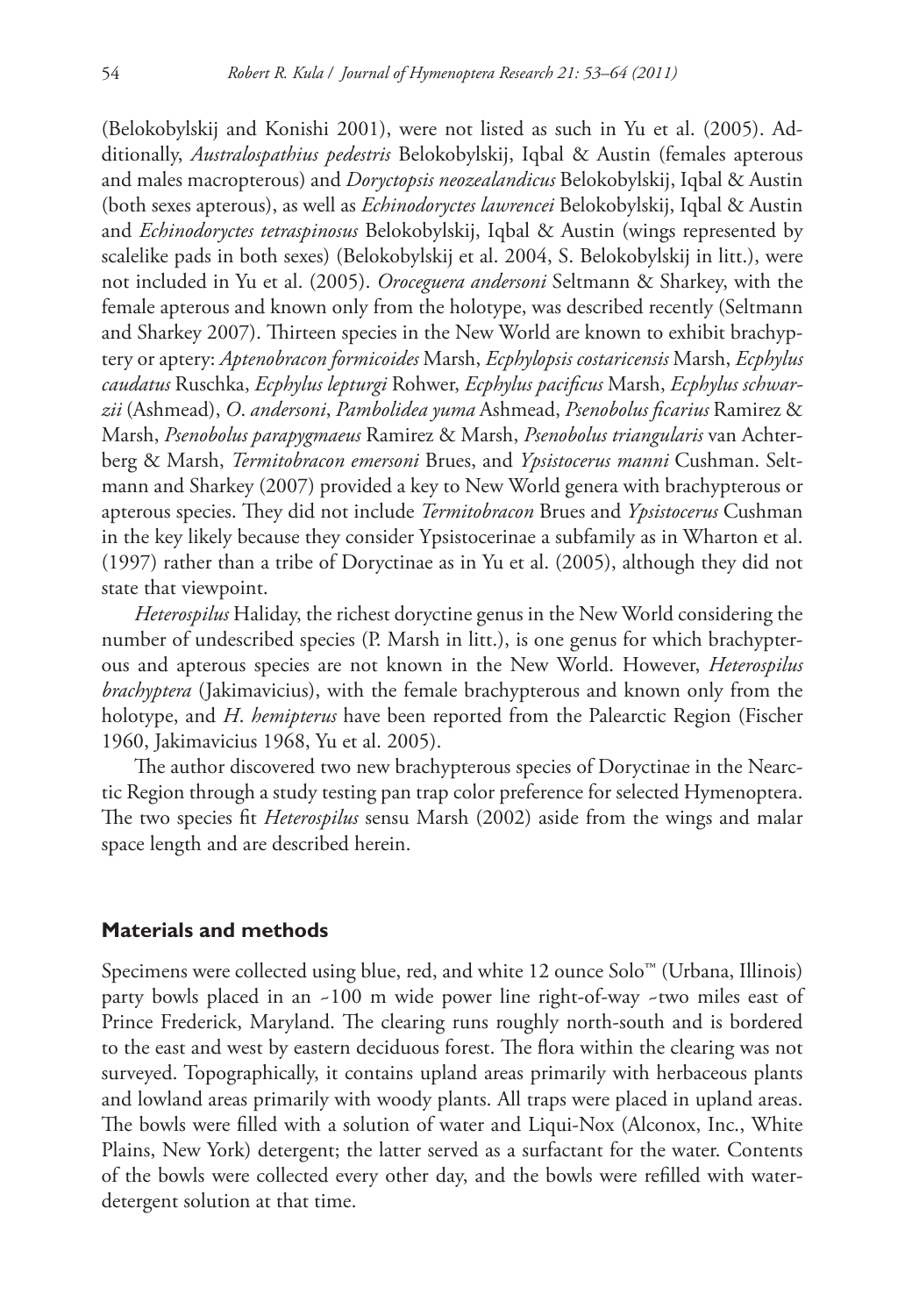(Belokobylskij and Konishi 2001), were not listed as such in Yu et al. (2005). Additionally, *Australospathius pedestris* Belokobylskij, Iqbal & Austin (females apterous and males macropterous) and *Doryctopsis neozealandicus* Belokobylskij, Iqbal & Austin (both sexes apterous), as well as *Echinodoryctes lawrencei* Belokobylskij, Iqbal & Austin and *Echinodoryctes tetraspinosus* Belokobylskij, Iqbal & Austin (wings represented by scalelike pads in both sexes) (Belokobylskij et al. 2004, S. Belokobylskij in litt.), were not included in Yu et al. (2005). *Oroceguera andersoni* Seltmann & Sharkey, with the female apterous and known only from the holotype, was described recently (Seltmann and Sharkey 2007). Thirteen species in the New World are known to exhibit brachyptery or aptery: *Aptenobracon formicoides* Marsh, *Ecphylopsis costaricensis* Marsh, *Ecphylus caudatus* Ruschka, *Ecphylus lepturgi* Rohwer, *Ecphylus pacificus* Marsh, *Ecphylus schwarzii* (Ashmead), *O. andersoni*, *Pambolidea yuma* Ashmead, *Psenobolus ficarius* Ramirez & Marsh, *Psenobolus parapygmaeus* Ramirez & Marsh, *Psenobolus triangularis* van Achterberg & Marsh, *Termitobracon emersoni* Brues, and *Ypsistocerus manni* Cushman. Seltmann and Sharkey (2007) provided a key to New World genera with brachypterous or apterous species. They did not include *Termitobracon* Brues and *Ypsistocerus* Cushman in the key likely because they consider Ypsistocerinae a subfamily as in Wharton et al. (1997) rather than a tribe of Doryctinae as in Yu et al. (2005), although they did not state that viewpoint.

*Heterospilus* Haliday, the richest doryctine genus in the New World considering the number of undescribed species (P. Marsh in litt.), is one genus for which brachypterous and apterous species are not known in the New World. However, *Heterospilus brachyptera* (Jakimavicius), with the female brachypterous and known only from the holotype, and *H. hemipterus* have been reported from the Palearctic Region (Fischer 1960, Jakimavicius 1968, Yu et al. 2005).

The author discovered two new brachypterous species of Doryctinae in the Nearctic Region through a study testing pan trap color preference for selected Hymenoptera. The two species fit *Heterospilus* sensu Marsh (2002) aside from the wings and malar space length and are described herein.

## Materials and methods

Specimens were collected using blue, red, and white 12 ounce Solo™ (Urbana, Illinois) party bowls placed in an ~100 m wide power line right-of-way ~two miles east of Prince Frederick, Maryland. The clearing runs roughly north-south and is bordered to the east and west by eastern deciduous forest. The flora within the clearing was not surveyed. Topographically, it contains upland areas primarily with herbaceous plants and lowland areas primarily with woody plants. All traps were placed in upland areas. The bowls were filled with a solution of water and Liqui-Nox (Alconox, Inc., White Plains, New York) detergent; the latter served as a surfactant for the water. Contents of the bowls were collected every other day, and the bowls were refilled with water-detergent solution at that time.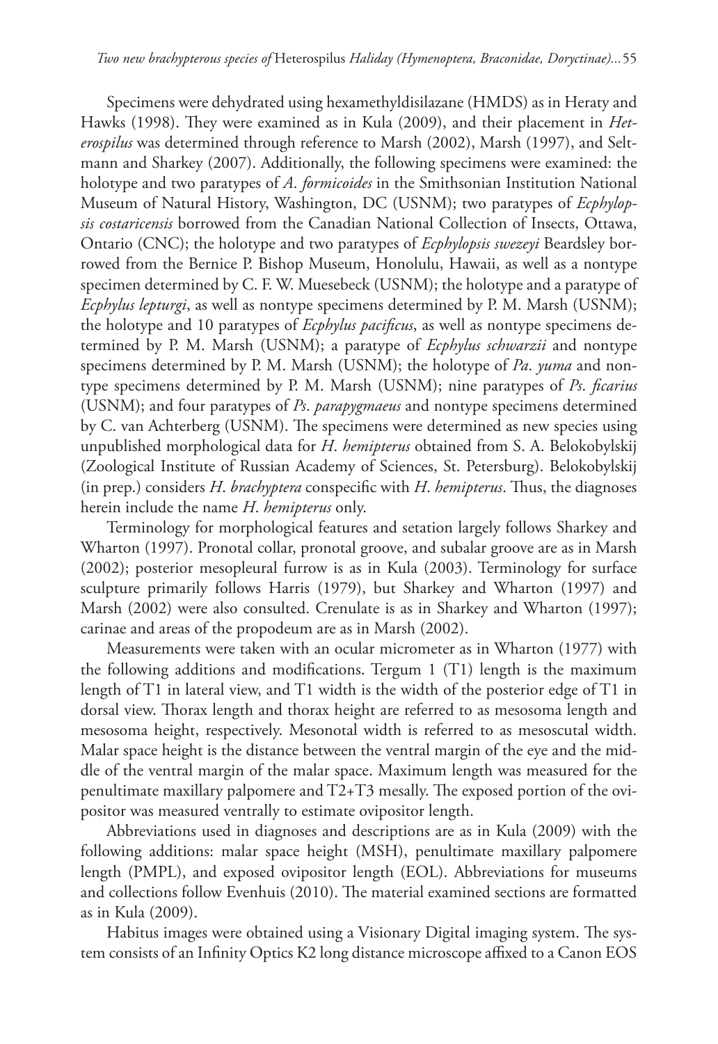Specimens were dehydrated using hexamethyldisilazane (HMDS) as in Heraty and Hawks (1998). They were examined as in Kula (2009), and their placement in *Heterospilus* was determined through reference to Marsh (2002), Marsh (1997), and Seltmann and Sharkey (2007). Additionally, the following specimens were examined: the holotype and two paratypes of *A. formicoides* in the Smithsonian Institution National Museum of Natural History, Washington, DC (USNM); two paratypes of *Ecphylopsis costaricensis* borrowed from the Canadian National Collection of Insects, Ottawa, Ontario (CNC); the holotype and two paratypes of *Ecphylopsis swezeyi* Beardsley borrowed from the Bernice P. Bishop Museum, Honolulu, Hawaii, as well as a nontype specimen determined by C. F. W. Muesebeck (USNM); the holotype and a paratype of *Ecphylus lepturgi*, as well as nontype specimens determined by P. M. Marsh (USNM); the holotype and 10 paratypes of *Ecphylus pacificus*, as well as nontype specimens determined by P. M. Marsh (USNM); a paratype of *Ecphylus schwarzii* and nontype specimens determined by P. M. Marsh (USNM); the holotype of *Pa. yuma* and nontype specimens determined by P. M. Marsh (USNM); nine paratypes of *Ps. ficarius* (USNM); and four paratypes of *Ps. parapygmaeus* and nontype specimens determined by C. van Achterberg (USNM). The specimens were determined as new species using unpublished morphological data for *H. hemipterus* obtained from S. A. Belokobylskij (Zoological Institute of Russian Academy of Sciences, St. Petersburg). Belokobylskij (in prep.) considers *H. brachyptera* conspecific with *H. hemipterus*. Thus, the diagnoses herein include the name *H. hemipterus* only.

Terminology for morphological features and setation largely follows Sharkey and Wharton (1997). Pronotal collar, pronotal groove, and subalar groove are as in Marsh (2002); posterior mesopleural furrow is as in Kula (2003). Terminology for surface sculpture primarily follows Harris (1979), but Sharkey and Wharton (1997) and Marsh (2002) were also consulted. Crenulate is as in Sharkey and Wharton (1997); carinae and areas of the propodeum are as in Marsh (2002).

Measurements were taken with an ocular micrometer as in Wharton (1977) with the following additions and modifications. Tergum 1 (T1) length is the maximum length of T1 in lateral view, and T1 width is the width of the posterior edge of T1 in dorsal view. Thorax length and thorax height are referred to as mesosoma length and mesosoma height, respectively. Mesonotal width is referred to as mesoscutal width. Malar space height is the distance between the ventral margin of the eye and the middle of the ventral margin of the malar space. Maximum length was measured for the penultimate maxillary palpomere and T2+T3 mesally. The exposed portion of the ovipositor was measured ventrally to estimate ovipositor length.

Abbreviations used in diagnoses and descriptions are as in Kula (2009) with the following additions: malar space height (MSH), penultimate maxillary palpomere length (PMPL), and exposed ovipositor length (EOL). Abbreviations for museums and collections follow Evenhuis (2010). The material examined sections are formatted as in Kula (2009).

Habitus images were obtained using a Visionary Digital imaging system. The system consists of an Infinity Optics K2 long distance microscope affixed to a Canon EOS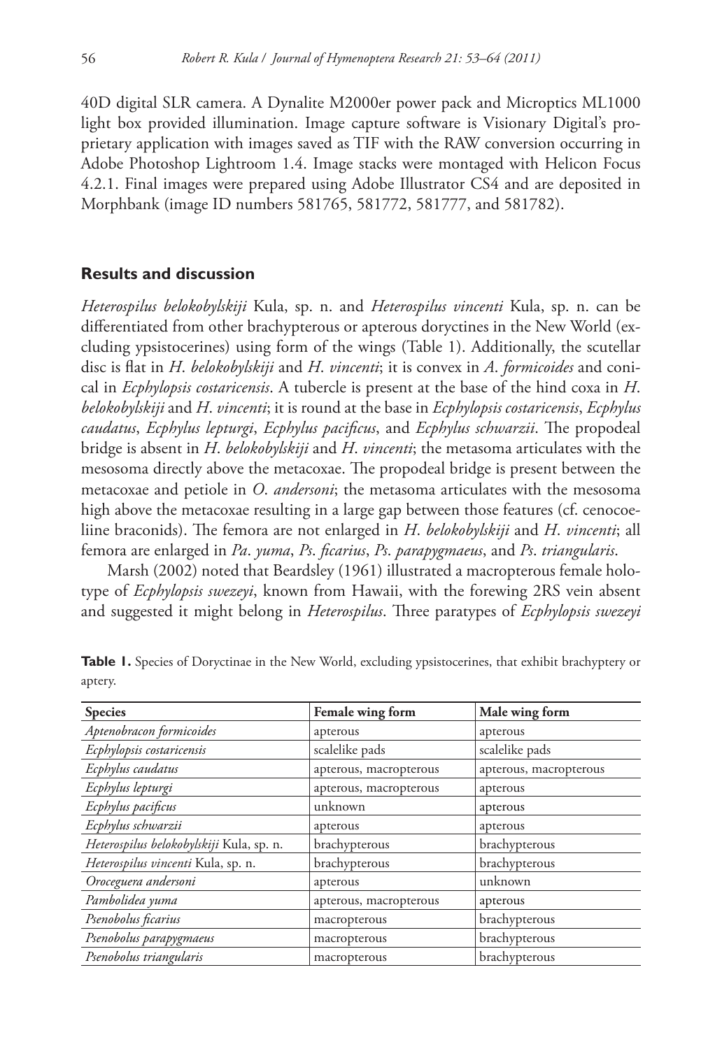40D digital SLR camera. A Dynalite M2000er power pack and Microptics ML1000 light box provided illumination. Image capture software is Visionary Digital's proprietary application with images saved as TIF with the RAW conversion occurring in Adobe Photoshop Lightroom 1.4. Image stacks were montaged with Helicon Focus 4.2.1. Final images were prepared using Adobe Illustrator CS4 and are deposited in Morphbank (image ID numbers 581765, 581772, 581777, and 581782).

## Results and discussion

*Heterospilus belokobylskiji* Kula, sp. n. and *Heterospilus vincenti* Kula, sp. n. can be differentiated from other brachypterous or apterous doryctines in the New World (excluding ypsistocerines) using form of the wings (Table 1). Additionally, the scutellar disc is flat in *H. belokobylskiji* and *H. vincenti*; it is convex in *A. formicoides* and conical in *Ecphylopsis costaricensis*. A tubercle is present at the base of the hind coxa in *H. belokobylskiji* and *H. vincenti*; it is round at the base in *Ecphylopsis costaricensis*, *Ecphylus caudatus*, *Ecphylus lepturgi*, *Ecphylus pacificus*, and *Ecphylus schwarzii*. The propodeal bridge is absent in *H. belokobylskiji* and *H. vincenti*; the metasoma articulates with the mesosoma directly above the metacoxae. The propodeal bridge is present between the metacoxae and petiole in *O. andersoni*; the metasoma articulates with the mesosoma high above the metacoxae resulting in a large gap between those features (cf. cenocoeliine braconids). The femora are not enlarged in *H. belokobylskiji* and *H. vincenti*; all femora are enlarged in *Pa. yuma*, *Ps. ficarius*, *Ps. parapygmaeus*, and *Ps. triangularis*.

Marsh (2002) noted that Beardsley (1961) illustrated a macropterous female holotype of *Ecphylopsis swezeyi*, known from Hawaii, with the forewing 2RS vein absent and suggested it might belong in *Heterospilus*. Three paratypes of *Ecphylopsis swezeyi*

**Table 1.** Species of Doryctinae in the New World, excluding ypsistocerines, that exhibit brachyptery or aptery.

| Species | Female wing form | Male wing form |
|---|---|---|
| *Aptenobracon formicoides* | apterous | apterous |
| *Ecphylopsis costaricensis* | scalelike pads | scalelike pads |
| *Ecphylus caudatus* | apterous, macropterous | apterous, macropterous |
| *Ecphylus lepturgi* | apterous, macropterous | apterous |
| *Ecphylus pacificus* | unknown | apterous |
| *Ecphylus schwarzii* | apterous | apterous |
| *Heterospilus belokobylskiji* Kula, sp. n. | brachypterous | brachypterous |
| *Heterospilus vincenti* Kula, sp. n. | brachypterous | brachypterous |
| *Oroceguera andersoni* | apterous | unknown |
| *Pambolidea yuma* | apterous, macropterous | apterous |
| *Psenobolus ficarius* | macropterous | brachypterous |
| *Psenobolus parapygmaeus* | macropterous | brachypterous |
| *Psenobolus triangularis* | macropterous | brachypterous |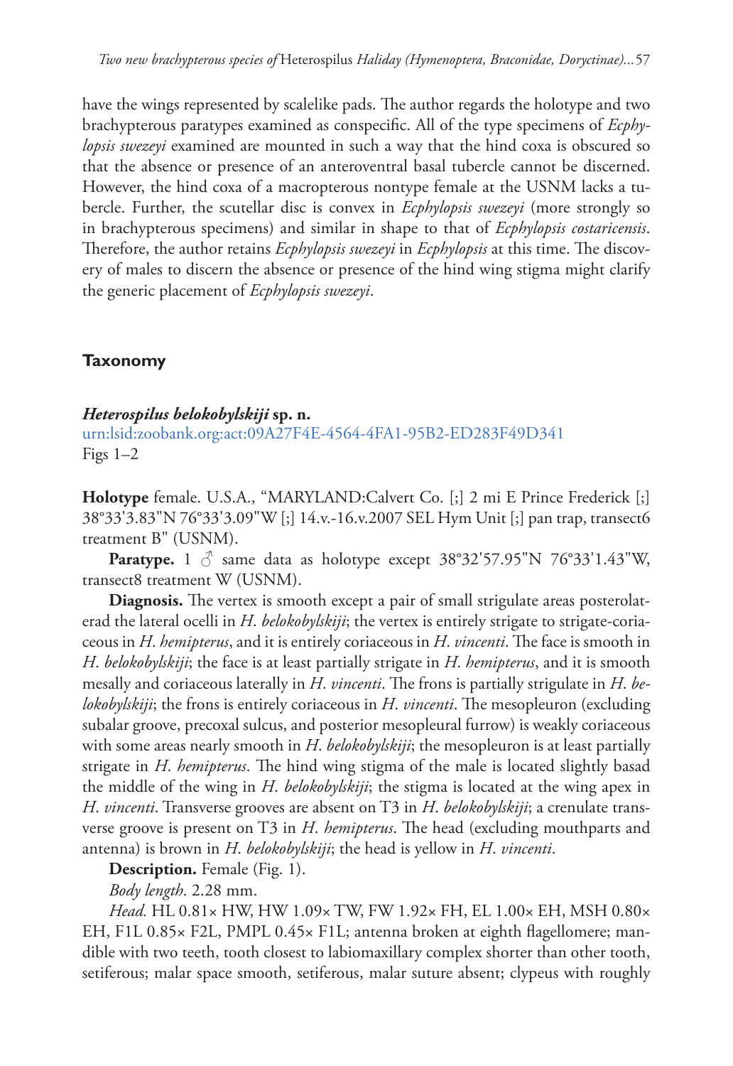have the wings represented by scalelike pads. The author regards the holotype and two brachypterous paratypes examined as conspecific. All of the type specimens of *Ecphylopsis swezeyi* examined are mounted in such a way that the hind coxa is obscured so that the absence or presence of an anteroventral basal tubercle cannot be discerned. However, the hind coxa of a macropterous nontype female at the USNM lacks a tubercle. Further, the scutellar disc is convex in *Ecphylopsis swezeyi* (more strongly so in brachypterous specimens) and similar in shape to that of *Ecphylopsis costaricensis*. Therefore, the author retains *Ecphylopsis swezeyi* in *Ecphylopsis* at this time. The discovery of males to discern the absence or presence of the hind wing stigma might clarify the generic placement of *Ecphylopsis swezeyi*.

## Taxonomy

### *Heterospilus belokobylskiji* sp. n.

urn:lsid:zoobank.org:act:09A27F4E-4564-4FA1-95B2-ED283F49D341
Figs 1–2

**Holotype** female. U.S.A., "MARYLAND:Calvert Co. [;] 2 mi E Prince Frederick [;] 38°33'3.83"N 76°33'3.09"W [;] 14.v.-16.v.2007 SEL Hym Unit [;] pan trap, transect6 treatment B" (USNM).

**Paratype.** 1 ♂ same data as holotype except 38°32'57.95"N 76°33'1.43"W, transect8 treatment W (USNM).

**Diagnosis.** The vertex is smooth except a pair of small strigulate areas posterolaterad the lateral ocelli in *H. belokobylskiji*; the vertex is entirely strigate to strigate-coriaceous in *H. hemipterus*, and it is entirely coriaceous in *H. vincenti*. The face is smooth in *H. belokobylskiji*; the face is at least partially strigate in *H. hemipterus*, and it is smooth mesally and coriaceous laterally in *H. vincenti*. The frons is partially strigulate in *H. belokobylskiji*; the frons is entirely coriaceous in *H. vincenti*. The mesopleuron (excluding subalar groove, precoxal sulcus, and posterior mesopleural furrow) is weakly coriaceous with some areas nearly smooth in *H. belokobylskiji*; the mesopleuron is at least partially strigate in *H. hemipterus*. The hind wing stigma of the male is located slightly basad the middle of the wing in *H. belokobylskiji*; the stigma is located at the wing apex in *H. vincenti*. Transverse grooves are absent on T3 in *H. belokobylskiji*; a crenulate transverse groove is present on T3 in *H. hemipterus*. The head (excluding mouthparts and antenna) is brown in *H. belokobylskiji*; the head is yellow in *H. vincenti*.

**Description.** Female (Fig. 1).

*Body length*. 2.28 mm.

*Head.* HL 0.81× HW, HW 1.09× TW, FW 1.92× FH, EL 1.00× EH, MSH 0.80× EH, F1L 0.85× F2L, PMPL 0.45× F1L; antenna broken at eighth flagellomere; mandible with two teeth, tooth closest to labiomaxillary complex shorter than other tooth, setiferous; malar space smooth, setiferous, malar suture absent; clypeus with roughly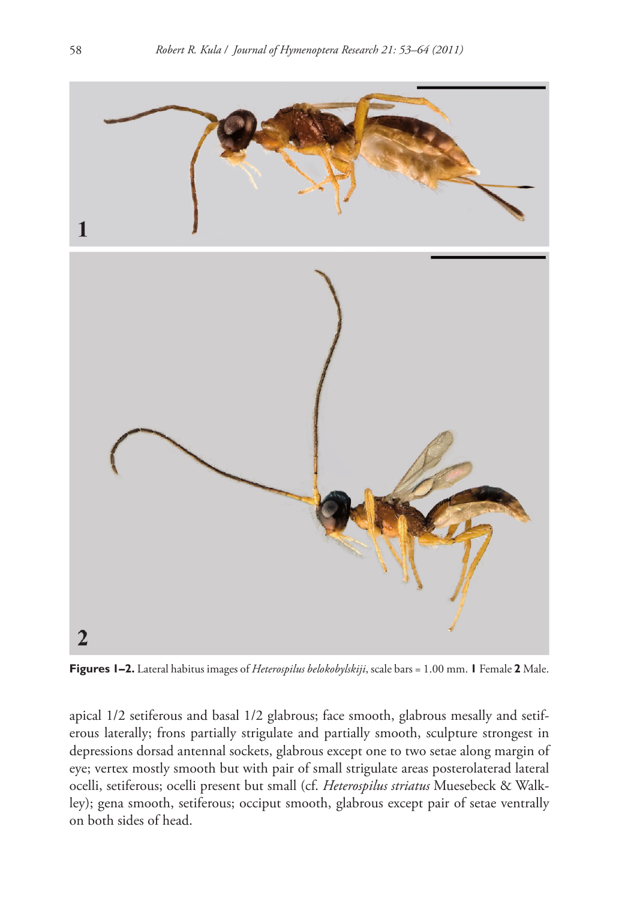**Figures 1–2.** Lateral habitus images of *Heterospilus belokobylskiji*, scale bars = 1.00 mm. **1** Female **2** Male.

apical 1/2 setiferous and basal 1/2 glabrous; face smooth, glabrous mesally and setiferous laterally; frons partially strigulate and partially smooth, sculpture strongest in depressions dorsad antennal sockets, glabrous except one to two setae along margin of eye; vertex mostly smooth but with pair of small strigulate areas posterolaterad lateral ocelli, setiferous; ocelli present but small (cf. *Heterospilus striatus* Muesebeck & Walkley); gena smooth, setiferous; occiput smooth, glabrous except pair of setae ventrally on both sides of head.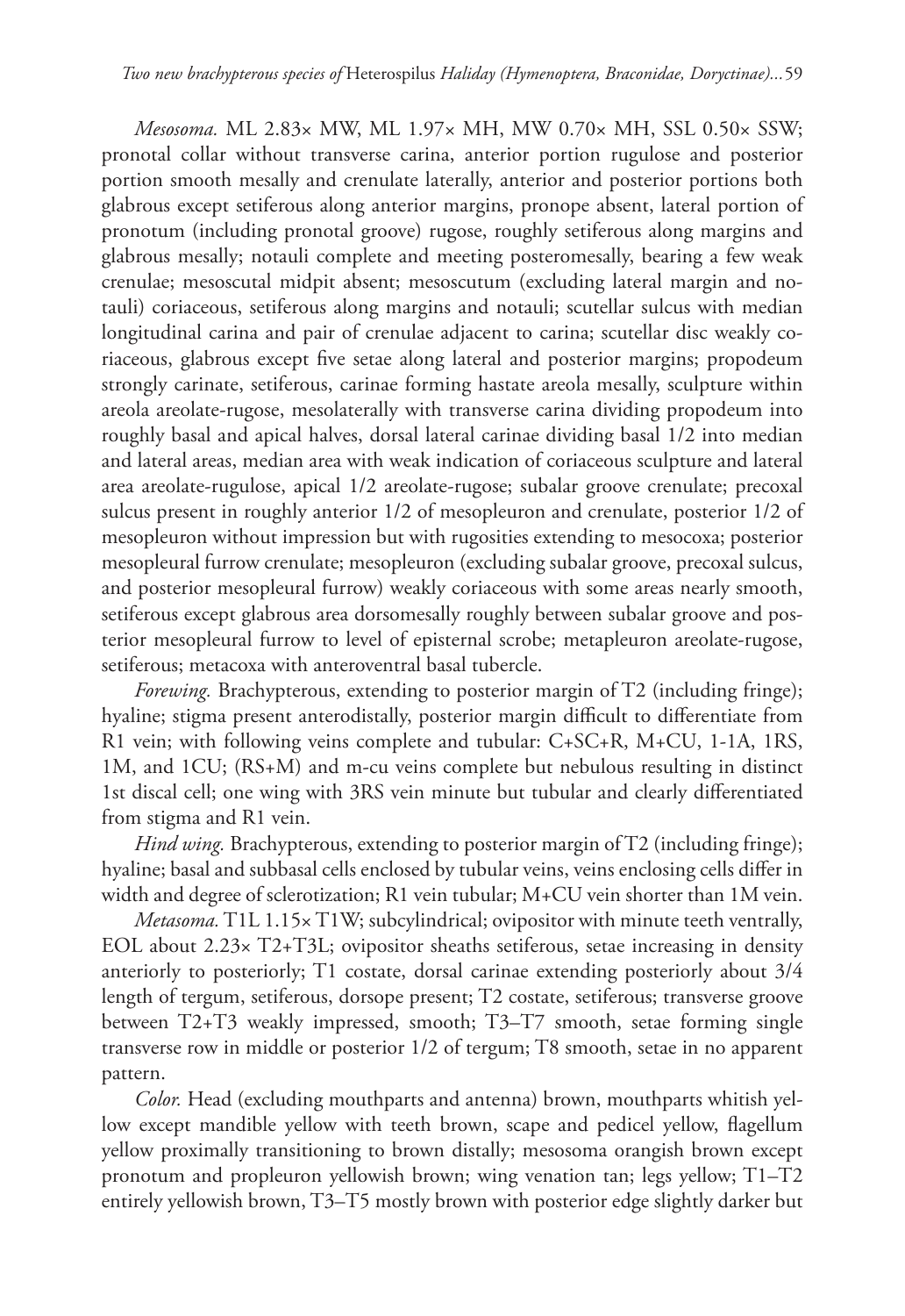*Mesosoma.* ML 2.83× MW, ML 1.97× MH, MW 0.70× MH, SSL 0.50× SSW; pronotal collar without transverse carina, anterior portion rugulose and posterior portion smooth mesally and crenulate laterally, anterior and posterior portions both glabrous except setiferous along anterior margins, pronope absent, lateral portion of pronotum (including pronotal groove) rugose, roughly setiferous along margins and glabrous mesally; notauli complete and meeting posteromesally, bearing a few weak crenulae; mesoscutal midpit absent; mesoscutum (excluding lateral margin and notauli) coriaceous, setiferous along margins and notauli; scutellar sulcus with median longitudinal carina and pair of crenulae adjacent to carina; scutellar disc weakly coriaceous, glabrous except five setae along lateral and posterior margins; propodeum strongly carinate, setiferous, carinae forming hastate areola mesally, sculpture within areola areolate-rugose, mesolaterally with transverse carina dividing propodeum into roughly basal and apical halves, dorsal lateral carinae dividing basal 1/2 into median and lateral areas, median area with weak indication of coriaceous sculpture and lateral area areolate-rugulose, apical 1/2 areolate-rugose; subalar groove crenulate; precoxal sulcus present in roughly anterior 1/2 of mesopleuron and crenulate, posterior 1/2 of mesopleuron without impression but with rugosities extending to mesocoxa; posterior mesopleural furrow crenulate; mesopleuron (excluding subalar groove, precoxal sulcus, and posterior mesopleural furrow) weakly coriaceous with some areas nearly smooth, setiferous except glabrous area dorsomesally roughly between subalar groove and posterior mesopleural furrow to level of episternal scrobe; metapleuron areolate-rugose, setiferous; metacoxa with anteroventral basal tubercle.

*Forewing.* Brachypterous, extending to posterior margin of T2 (including fringe); hyaline; stigma present anterodistally, posterior margin difficult to differentiate from R1 vein; with following veins complete and tubular: C+SC+R, M+CU, 1-1A, 1RS, 1M, and 1CU; (RS+M) and m-cu veins complete but nebulous resulting in distinct 1st discal cell; one wing with 3RS vein minute but tubular and clearly differentiated from stigma and R1 vein.

*Hind wing.* Brachypterous, extending to posterior margin of T2 (including fringe); hyaline; basal and subbasal cells enclosed by tubular veins, veins enclosing cells differ in width and degree of sclerotization; R1 vein tubular; M+CU vein shorter than 1M vein.

*Metasoma.* T1L 1.15× T1W; subcylindrical; ovipositor with minute teeth ventrally, EOL about 2.23× T2+T3L; ovipositor sheaths setiferous, setae increasing in density anteriorly to posteriorly; T1 costate, dorsal carinae extending posteriorly about 3/4 length of tergum, setiferous, dorsope present; T2 costate, setiferous; transverse groove between T2+T3 weakly impressed, smooth; T3–T7 smooth, setae forming single transverse row in middle or posterior 1/2 of tergum; T8 smooth, setae in no apparent pattern.

*Color.* Head (excluding mouthparts and antenna) brown, mouthparts whitish yellow except mandible yellow with teeth brown, scape and pedicel yellow, flagellum yellow proximally transitioning to brown distally; mesosoma orangish brown except pronotum and propleuron yellowish brown; wing venation tan; legs yellow; T1–T2 entirely yellowish brown, T3–T5 mostly brown with posterior edge slightly darker but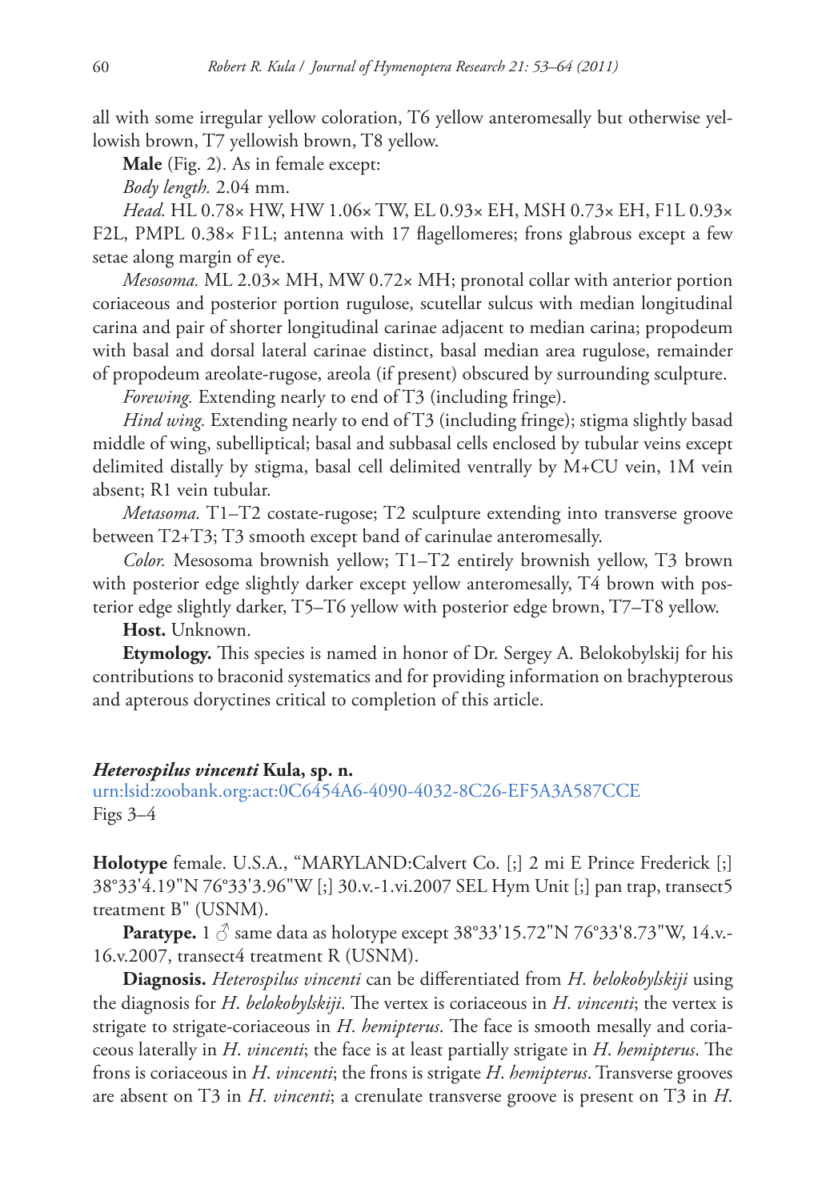all with some irregular yellow coloration, T6 yellow anteromesally but otherwise yellowish brown, T7 yellowish brown, T8 yellow.

**Male** (Fig. 2). As in female except:

*Body length.* 2.04 mm.

*Head.* HL 0.78× HW, HW 1.06× TW, EL 0.93× EH, MSH 0.73× EH, F1L 0.93× F2L, PMPL 0.38× F1L; antenna with 17 flagellomeres; frons glabrous except a few setae along margin of eye.

*Mesosoma.* ML 2.03× MH, MW 0.72× MH; pronotal collar with anterior portion coriaceous and posterior portion rugulose, scutellar sulcus with median longitudinal carina and pair of shorter longitudinal carinae adjacent to median carina; propodeum with basal and dorsal lateral carinae distinct, basal median area rugulose, remainder of propodeum areolate-rugose, areola (if present) obscured by surrounding sculpture.

*Forewing.* Extending nearly to end of T3 (including fringe).

*Hind wing.* Extending nearly to end of T3 (including fringe); stigma slightly basad middle of wing, subelliptical; basal and subbasal cells enclosed by tubular veins except delimited distally by stigma, basal cell delimited ventrally by M+CU vein, 1M vein absent; R1 vein tubular.

*Metasoma.* T1–T2 costate-rugose; T2 sculpture extending into transverse groove between T2+T3; T3 smooth except band of carinulae anteromesally.

*Color.* Mesosoma brownish yellow; T1–T2 entirely brownish yellow, T3 brown with posterior edge slightly darker except yellow anteromesally, T4 brown with posterior edge slightly darker, T5–T6 yellow with posterior edge brown, T7–T8 yellow.

**Host.** Unknown.

**Etymology.** This species is named in honor of Dr. Sergey A. Belokobylskij for his contributions to braconid systematics and for providing information on brachypterous and apterous doryctines critical to completion of this article.

### *Heterospilus vincenti* Kula, sp. n.

urn:lsid:zoobank.org:act:0C6454A6-4090-4032-8C26-EF5A3A587CCE

Figs 3–4

**Holotype** female. U.S.A., "MARYLAND:Calvert Co. [;] 2 mi E Prince Frederick [;] 38°33'4.19"N 76°33'3.96"W [;] 30.v.-1.vi.2007 SEL Hym Unit [;] pan trap, transect5 treatment B" (USNM).

**Paratype.** 1 ♂ same data as holotype except 38°33'15.72"N 76°33'8.73"W, 14.v.-16.v.2007, transect4 treatment R (USNM).

**Diagnosis.** *Heterospilus vincenti* can be differentiated from *H. belokobylskiji* using the diagnosis for *H. belokobylskiji*. The vertex is coriaceous in *H. vincenti*; the vertex is strigate to strigate-coriaceous in *H. hemipterus*. The face is smooth mesally and coriaceous laterally in *H. vincenti*; the face is at least partially strigate in *H. hemipterus*. The frons is coriaceous in *H. vincenti*; the frons is strigate *H. hemipterus*. Transverse grooves are absent on T3 in *H. vincenti*; a crenulate transverse groove is present on T3 in *H.*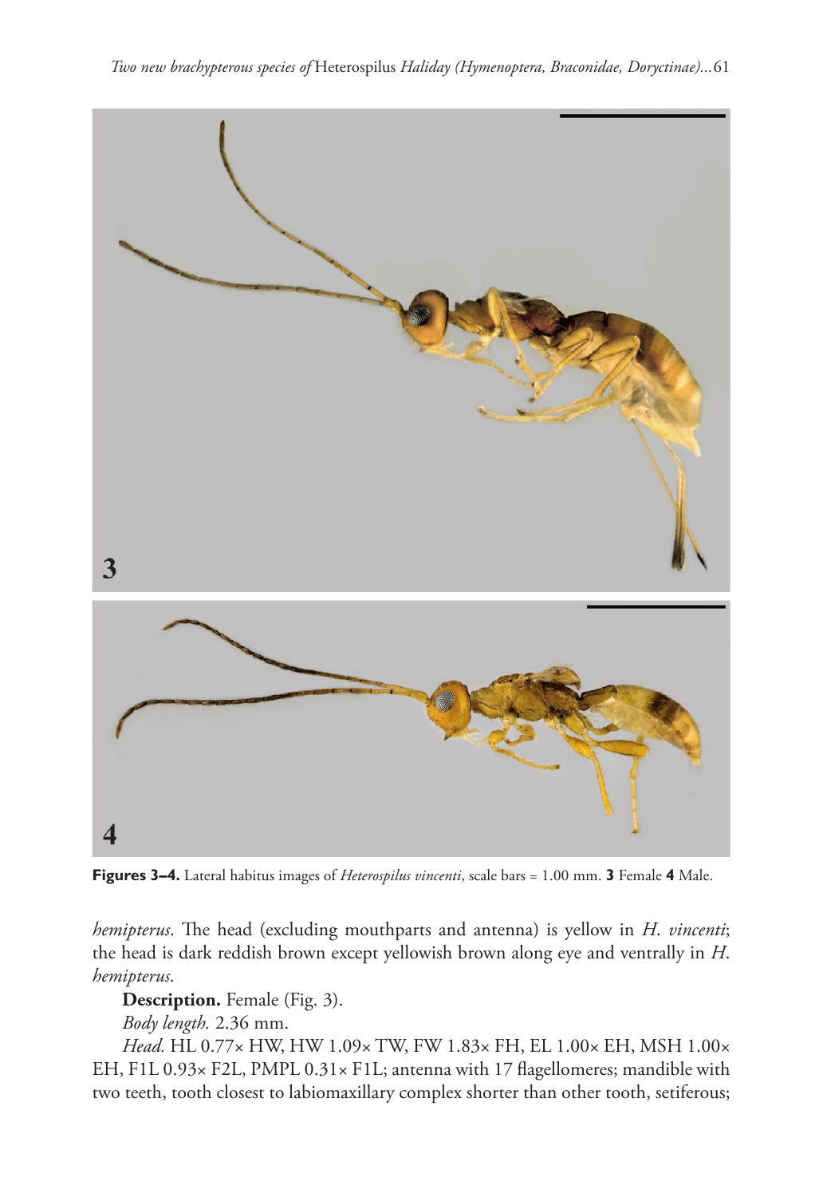Figures 3–4. Lateral habitus images of *Heterospilus vincenti*, scale bars = 1.00 mm. **3** Female **4** Male.

*hemipterus*. The head (excluding mouthparts and antenna) is yellow in *H. vincenti*; the head is dark reddish brown except yellowish brown along eye and ventrally in *H. hemipterus*.

**Description.** Female (Fig. 3).

*Body length.* 2.36 mm.

*Head.* HL 0.77× HW, HW 1.09× TW, FW 1.83× FH, EL 1.00× EH, MSH 1.00× EH, F1L 0.93× F2L, PMPL 0.31× F1L; antenna with 17 flagellomeres; mandible with two teeth, tooth closest to labiomaxillary complex shorter than other tooth, setiferous;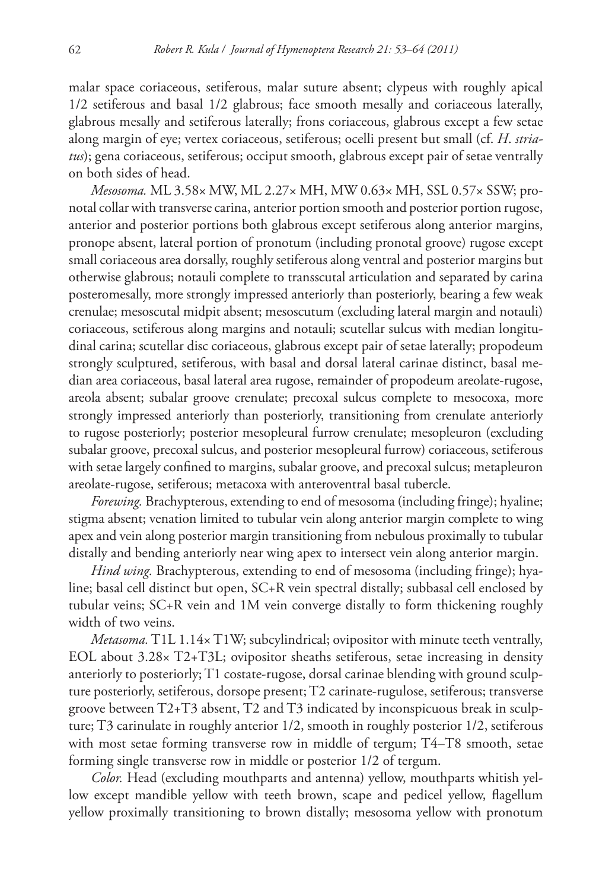malar space coriaceous, setiferous, malar suture absent; clypeus with roughly apical 1/2 setiferous and basal 1/2 glabrous; face smooth mesally and coriaceous laterally, glabrous mesally and setiferous laterally; frons coriaceous, glabrous except a few setae along margin of eye; vertex coriaceous, setiferous; ocelli present but small (cf. *H. striatus*); gena coriaceous, setiferous; occiput smooth, glabrous except pair of setae ventrally on both sides of head.

*Mesosoma.* ML 3.58× MW, ML 2.27× MH, MW 0.63× MH, SSL 0.57× SSW; pronotal collar with transverse carina, anterior portion smooth and posterior portion rugose, anterior and posterior portions both glabrous except setiferous along anterior margins, pronope absent, lateral portion of pronotum (including pronotal groove) rugose except small coriaceous area dorsally, roughly setiferous along ventral and posterior margins but otherwise glabrous; notauli complete to transscutal articulation and separated by carina posteromesally, more strongly impressed anteriorly than posteriorly, bearing a few weak crenulae; mesoscutal midpit absent; mesoscutum (excluding lateral margin and notauli) coriaceous, setiferous along margins and notauli; scutellar sulcus with median longitudinal carina; scutellar disc coriaceous, glabrous except pair of setae laterally; propodeum strongly sculptured, setiferous, with basal and dorsal lateral carinae distinct, basal median area coriaceous, basal lateral area rugose, remainder of propodeum areolate-rugose, areola absent; subalar groove crenulate; precoxal sulcus complete to mesocoxa, more strongly impressed anteriorly than posteriorly, transitioning from crenulate anteriorly to rugose posteriorly; posterior mesopleural furrow crenulate; mesopleuron (excluding subalar groove, precoxal sulcus, and posterior mesopleural furrow) coriaceous, setiferous with setae largely confined to margins, subalar groove, and precoxal sulcus; metapleuron areolate-rugose, setiferous; metacoxa with anteroventral basal tubercle.

*Forewing.* Brachypterous, extending to end of mesosoma (including fringe); hyaline; stigma absent; venation limited to tubular vein along anterior margin complete to wing apex and vein along posterior margin transitioning from nebulous proximally to tubular distally and bending anteriorly near wing apex to intersect vein along anterior margin.

*Hind wing.* Brachypterous, extending to end of mesosoma (including fringe); hyaline; basal cell distinct but open, SC+R vein spectral distally; subbasal cell enclosed by tubular veins; SC+R vein and 1M vein converge distally to form thickening roughly width of two veins.

*Metasoma.* T1L 1.14× T1W; subcylindrical; ovipositor with minute teeth ventrally, EOL about 3.28× T2+T3L; ovipositor sheaths setiferous, setae increasing in density anteriorly to posteriorly; T1 costate-rugose, dorsal carinae blending with ground sculpture posteriorly, setiferous, dorsope present; T2 carinate-rugulose, setiferous; transverse groove between T2+T3 absent, T2 and T3 indicated by inconspicuous break in sculpture; T3 carinulate in roughly anterior 1/2, smooth in roughly posterior 1/2, setiferous with most setae forming transverse row in middle of tergum; T4–T8 smooth, setae forming single transverse row in middle or posterior 1/2 of tergum.

*Color.* Head (excluding mouthparts and antenna) yellow, mouthparts whitish yellow except mandible yellow with teeth brown, scape and pedicel yellow, flagellum yellow proximally transitioning to brown distally; mesosoma yellow with pronotum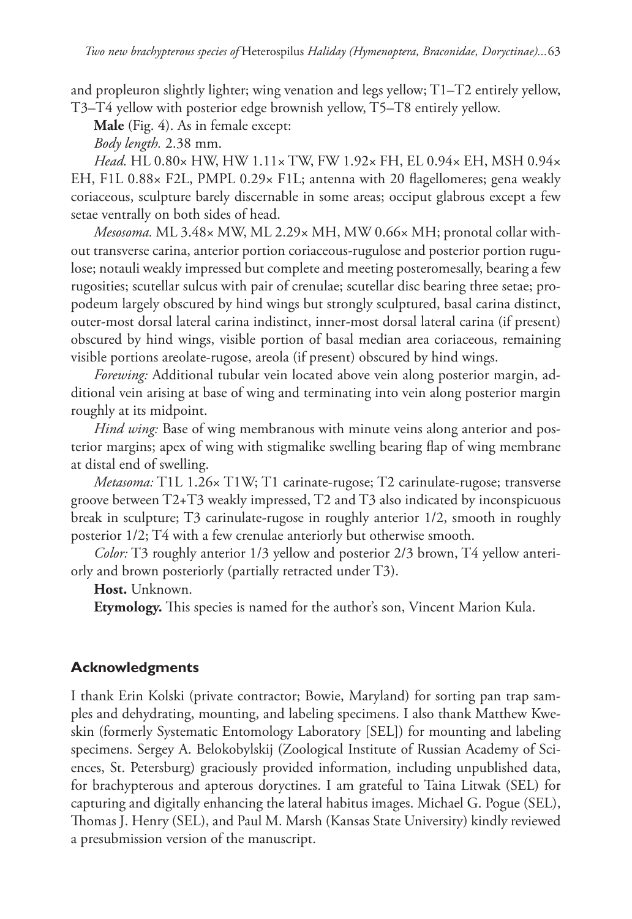and propleuron slightly lighter; wing venation and legs yellow; T1–T2 entirely yellow, T3–T4 yellow with posterior edge brownish yellow, T5–T8 entirely yellow.

**Male** (Fig. 4). As in female except:

*Body length.* 2.38 mm.

*Head.* HL 0.80× HW, HW 1.11× TW, FW 1.92× FH, EL 0.94× EH, MSH 0.94× EH, F1L 0.88× F2L, PMPL 0.29× F1L; antenna with 20 flagellomeres; gena weakly coriaceous, sculpture barely discernable in some areas; occiput glabrous except a few setae ventrally on both sides of head.

*Mesosoma.* ML 3.48× MW, ML 2.29× MH, MW 0.66× MH; pronotal collar without transverse carina, anterior portion coriaceous-rugulose and posterior portion rugulose; notauli weakly impressed but complete and meeting posteromesally, bearing a few rugosities; scutellar sulcus with pair of crenulae; scutellar disc bearing three setae; propodeum largely obscured by hind wings but strongly sculptured, basal carina distinct, outer-most dorsal lateral carina indistinct, inner-most dorsal lateral carina (if present) obscured by hind wings, visible portion of basal median area coriaceous, remaining visible portions areolate-rugose, areola (if present) obscured by hind wings.

*Forewing:* Additional tubular vein located above vein along posterior margin, additional vein arising at base of wing and terminating into vein along posterior margin roughly at its midpoint.

*Hind wing:* Base of wing membranous with minute veins along anterior and posterior margins; apex of wing with stigmalike swelling bearing flap of wing membrane at distal end of swelling.

*Metasoma:* T1L 1.26× T1W; T1 carinate-rugose; T2 carinulate-rugose; transverse groove between T2+T3 weakly impressed, T2 and T3 also indicated by inconspicuous break in sculpture; T3 carinulate-rugose in roughly anterior 1/2, smooth in roughly posterior 1/2; T4 with a few crenulae anteriorly but otherwise smooth.

*Color:* T3 roughly anterior 1/3 yellow and posterior 2/3 brown, T4 yellow anteriorly and brown posteriorly (partially retracted under T3).

**Host.** Unknown.

**Etymology.** This species is named for the author's son, Vincent Marion Kula.

## Acknowledgments

I thank Erin Kolski (private contractor; Bowie, Maryland) for sorting pan trap samples and dehydrating, mounting, and labeling specimens. I also thank Matthew Kweskin (formerly Systematic Entomology Laboratory [SEL]) for mounting and labeling specimens. Sergey A. Belokobylskij (Zoological Institute of Russian Academy of Sciences, St. Petersburg) graciously provided information, including unpublished data, for brachypterous and apterous doryctines. I am grateful to Taina Litwak (SEL) for capturing and digitally enhancing the lateral habitus images. Michael G. Pogue (SEL), Thomas J. Henry (SEL), and Paul M. Marsh (Kansas State University) kindly reviewed a presubmission version of the manuscript.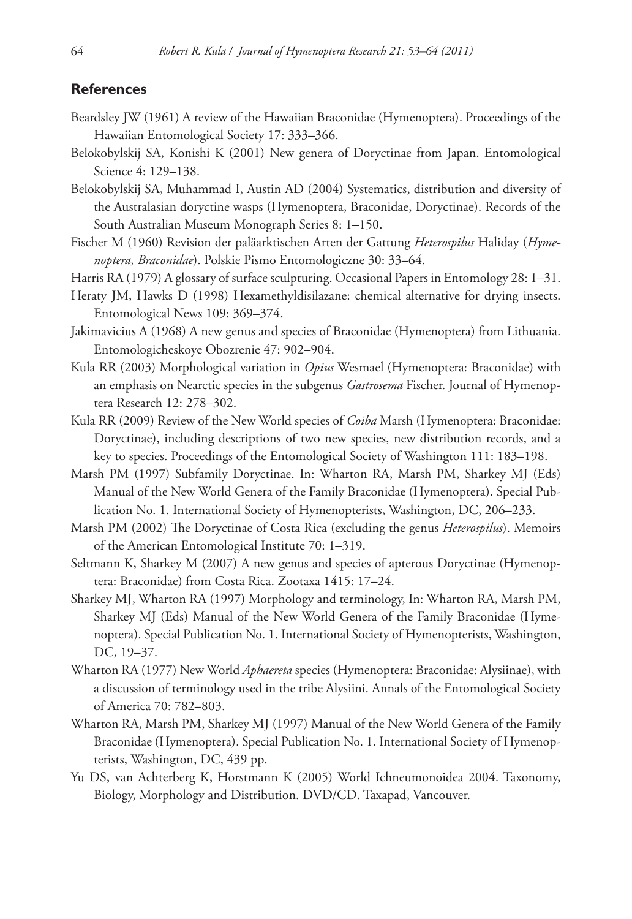## References

Beardsley JW (1961) A review of the Hawaiian Braconidae (Hymenoptera). Proceedings of the Hawaiian Entomological Society 17: 333–366.

Belokobylskij SA, Konishi K (2001) New genera of Doryctinae from Japan. Entomological Science 4: 129–138.

Belokobylskij SA, Muhammad I, Austin AD (2004) Systematics, distribution and diversity of the Australasian doryctine wasps (Hymenoptera, Braconidae, Doryctinae). Records of the South Australian Museum Monograph Series 8: 1–150.

Fischer M (1960) Revision der paläarktischen Arten der Gattung *Heterospilus* Haliday (*Hymenoptera, Braconidae*). Polskie Pismo Entomologiczne 30: 33–64.

Harris RA (1979) A glossary of surface sculpturing. Occasional Papers in Entomology 28: 1–31.

Heraty JM, Hawks D (1998) Hexamethyldisilazane: chemical alternative for drying insects. Entomological News 109: 369–374.

Jakimavicius A (1968) A new genus and species of Braconidae (Hymenoptera) from Lithuania. Entomologicheskoye Obozrenie 47: 902–904.

Kula RR (2003) Morphological variation in *Opius* Wesmael (Hymenoptera: Braconidae) with an emphasis on Nearctic species in the subgenus *Gastrosema* Fischer. Journal of Hymenoptera Research 12: 278–302.

Kula RR (2009) Review of the New World species of *Coiba* Marsh (Hymenoptera: Braconidae: Doryctinae), including descriptions of two new species, new distribution records, and a key to species. Proceedings of the Entomological Society of Washington 111: 183–198.

Marsh PM (1997) Subfamily Doryctinae. In: Wharton RA, Marsh PM, Sharkey MJ (Eds) Manual of the New World Genera of the Family Braconidae (Hymenoptera). Special Publication No. 1. International Society of Hymenopterists, Washington, DC, 206–233.

Marsh PM (2002) The Doryctinae of Costa Rica (excluding the genus *Heterospilus*). Memoirs of the American Entomological Institute 70: 1–319.

Seltmann K, Sharkey M (2007) A new genus and species of apterous Doryctinae (Hymenoptera: Braconidae) from Costa Rica. Zootaxa 1415: 17–24.

Sharkey MJ, Wharton RA (1997) Morphology and terminology, In: Wharton RA, Marsh PM, Sharkey MJ (Eds) Manual of the New World Genera of the Family Braconidae (Hymenoptera). Special Publication No. 1. International Society of Hymenopterists, Washington, DC, 19–37.

Wharton RA (1977) New World *Aphaereta* species (Hymenoptera: Braconidae: Alysiinae), with a discussion of terminology used in the tribe Alysiini. Annals of the Entomological Society of America 70: 782–803.

Wharton RA, Marsh PM, Sharkey MJ (1997) Manual of the New World Genera of the Family Braconidae (Hymenoptera). Special Publication No. 1. International Society of Hymenopterists, Washington, DC, 439 pp.

Yu DS, van Achterberg K, Horstmann K (2005) World Ichneumonoidea 2004. Taxonomy, Biology, Morphology and Distribution. DVD/CD. Taxapad, Vancouver.